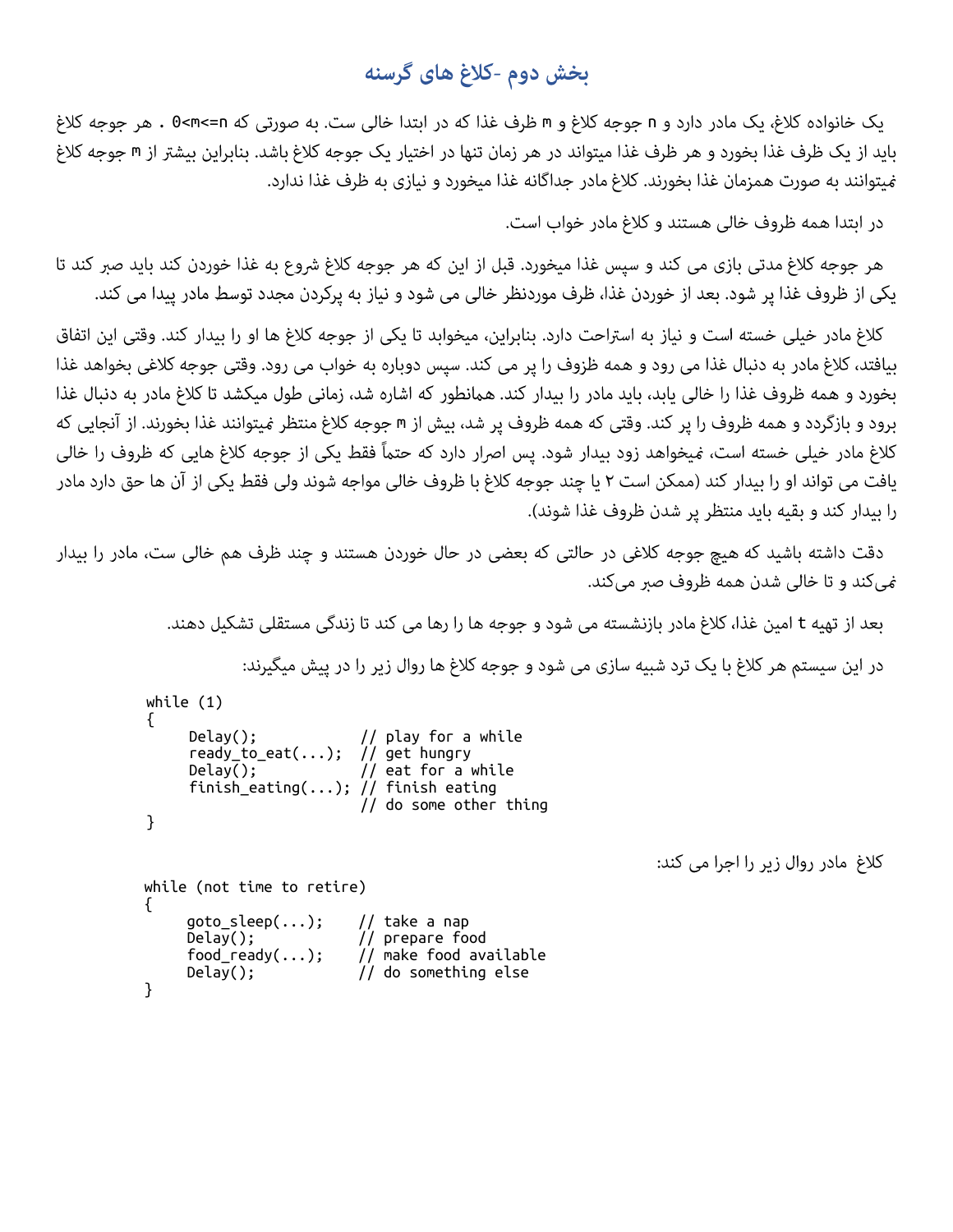## بخش دوم -کلاغ های گرسنه

یک خانواده کلاغ، یک مادر دارد و n جوجه کلاغ و m ظرف غذا که در ابتدا خالی ست. به صورتی که 0<m<=n . هر جوجه کلاغ باید از یک ظرف غذا بخورد و هر ظرف غذا میتواند در هر زمان تنها در اختیار یک جوجه کلاغ باشد. بنابراین بیشتر از m جوجه کلاغ نمیتوانند به صورت همزمان غذا بخورند. کلاغ مادر جداگانه غذا میخورد و نیازی به ظرف غذا ندارد.

در ابتدا همه ظروف خالی هستند و کلاغ مادر خواب است.

هر جوجه کلاغ مدتی بازی می کند و سپس غذا میخورد. قبل از این که هر جوجه کلاغ شروع به غذا خوردن کند باید صبر کند تا یکی از ظروف غذا پر شود. بعد از خوردن غذا، ظرف موردنظر خالی می شود و نیاز به پرکردن مجدد توسط مادر پیدا می کند.

کلاغ مادر خیلی خسته است و نیاز به استراحت دارد. بنابراین، میخوابد تا یکی از جوجه کلاغ ها او را بیدار کند. وقتی این اتفاق بیافتد، کلاغ مادر به دنبال غذا می رود و همه ظروف را پر می کند. سپس دوباره به خواب می رود. وقتی جوجه کلاغی بخواهد غذا بخورد و همه ظروف غذا را خالی یابد، باید مادر را بیدار کند. همانطور که اشاره شد، زمانی طول میکشد تا کلاغ مادر به دنبال غذا برود و بازگردد و همه ظروف را پر کند. وقتی که همه ظروف پر شد، بیش از m جوجه کلاغ منتظر نمیتوانند غذا بخورند. از آنجایی که کلاغ مادر خیلی خسته است، نمیخواهد زود بیدار شود. پس اصرار دارد که حتماً فقط یکی از جوجه کلاغ هایی که ظروف را خالی یافت می تواند او را بیدار کند (ممکن است ۲ یا چند جوجه کلاغ با ظروف خالی مواجه شوند ولی فقط یکی از آن ها حق دارد مادر را بیدار کند و بقیه باید منتظر پر شدن ظروف غذا شوند).

دقت داشته باشید که هیچ جوجه کلاغی در حالتی که بعضی در حال خوردن هستند و چند ظرف هم خالی ست، مادر را بیدار نمی‌کند و تا خالی شدن همه ظروف صبر می‌کند.

بعد از تهیه t امین غذا، کلاغ مادر بازنشسته می شود و جوجه ها را رها می کند تا زندگی مستقلی تشکیل دهند.

در این سیستم هر کلاغ با یک ترد شبیه سازی می شود و جوجه کلاغ ها روال زیر را در پیش میگیرند:

```
while (1)
{
     Delay();            // play for a while
     ready_to_eat(...);  // get hungry
     Delay();            // eat for a while
     finish_eating(...); // finish eating
                         // do some other thing
}
```

کلاغ مادر روال زیر را اجرا می کند:

```
while (not time to retire)
{
     goto_sleep(...);    // take a nap
     Delay();            // prepare food
     food_ready(...);    // make food available
     Delay();            // do something else
}
```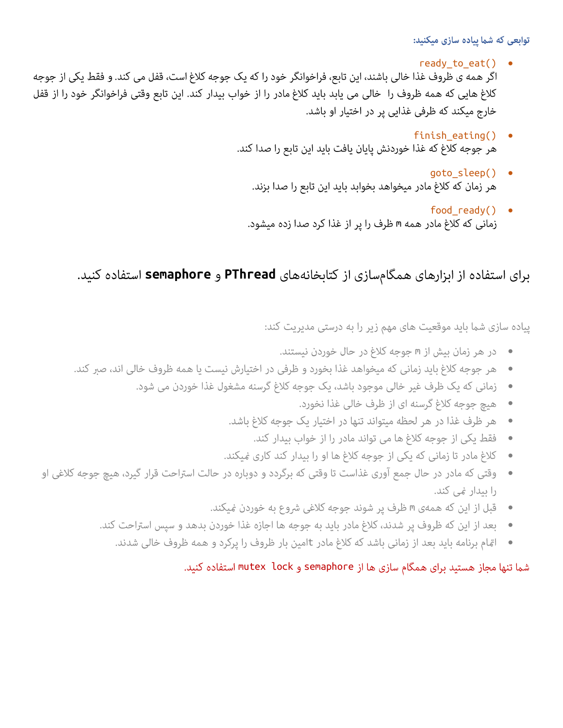**توابعی که شما پیاده سازی میکنید:**

- `ready_to_eat()`
  اگر همه ی ظروف غذا خالی باشند، این تابع، فراخوانگر خود را که یک جوجه کلاغ است، قفل می کند. و فقط یکی از جوجه کلاغ هایی که همه ظروف را خالی می یابد باید کلاغ مادر را از خواب بیدار کند. این تابع وقتی فراخوانگر خود را از قفل خارج میکند که ظرفی غذایی پر در اختیار او باشد.
- `finish_eating()`
  هر جوجه کلاغ که غذا خوردنش پایان یافت باید این تابع را صدا کند.
- `goto_sleep()`
  هر زمان که کلاغ مادر میخواهد بخوابد باید این تابع را صدا بزنند.
- `food_ready()`
  زمانی که کلاغ مادر همه m ظرف را پر از غذا کرد صدا زده میشود.

## برای استفاده از ابزارهای همگام‌سازی از کتابخانه‌های **PThread** و **semaphore** استفاده کنید.

پیاده سازی شما باید موقعیت های مهم زیر را به درستی مدیریت کند:

- در هر زمان بیش از m جوجه کلاغ در حال خوردن نیستند.
- هر جوجه کلاغ باید زمانی که میخواهد غذا بخورد و ظرفی در اختیارش نیست یا همه ظروف خالی اند، صبر کند.
- زمانی که یک ظرف غیر خالی موجود باشد، یک جوجه کلاغ گرسنه مشغول غذا خوردن می شود.
- هیچ جوجه کلاغ گرسنه ای از ظرف خالی غذا نخورد.
- هر ظرف غذا در هر لحظه میتواند تنها در اختیار یک جوجه کلاغ باشد.
- فقط یکی از جوجه کلاغ ها می تواند مادر را از خواب بیدار کند.
- کلاغ مادر تا زمانی که یکی از جوجه کلاغ ها او را بیدار کند کاری نمیکند.
- وقتی که مادر در حال جمع آوری غذاست تا وقتی که برگردد و دوباره در حالت استراحت قرار گیرد، هیچ جوجه کلاغی او را بیدار نمی کند.
- قبل از این که همه‌ی m ظرف پر شوند جوجه کلاغی شروع به خوردن نمیکند.
- بعد از این که ظروف پر شدند، کلاغ مادر باید به جوجه ها اجازه غذا خوردن بدهد و سپس استراحت کند.
- اتمام برنامه باید بعد از زمانی باشد که کلاغ مادر tامین بار ظروف را پرکرد و همه ظروف خالی شدند.

شما تنها مجاز هستید برای همگام سازی ها از `semaphore` و `mutex lock` استفاده کنید.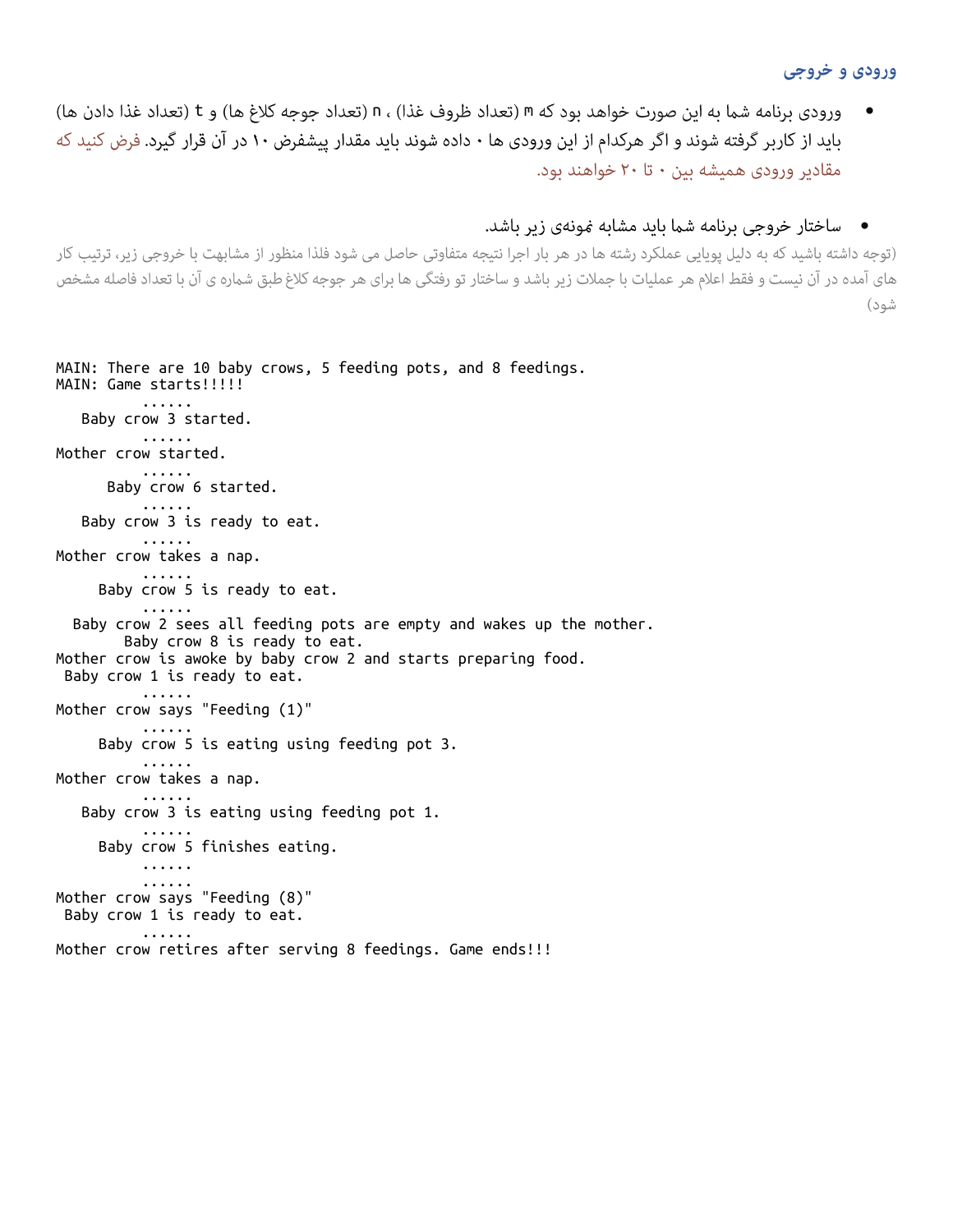### ورودی و خروجی

- ورودی برنامه شما به این صورت خواهد بود که m (تعداد ظروف غذا)، n (تعداد جوجه کلاغ ها) و t (تعداد غذا دادن ها) باید از کاربر گرفته شوند و اگر هرکدام از این ورودی ها ۰ داده شوند باید مقدار پیشفرض ۱۰ در آن قرار گیرد. فرض کنید که مقادیر ورودی همیشه بین ۰ تا ۲۰ خواهند بود.

- ساختار خروجی برنامه شما باید مشابه نمونه‌ی زیر باشد.

(توجه داشته باشید که به دلیل پویایی عملکرد رشته ها در هر بار اجرا نتیجه متفاوتی حاصل می شود فلذا منظور از مشابهت با خروجی زیر، ترتیب کار های آمده در آن نیست و فقط اعلام هر عملیات با جملات زیر باشد و ساختار تو رفتگی ها برای هر جوجه کلاغ طبق شماره ی آن با تعداد فاصله مشخص شود)

```
MAIN: There are 10 baby crows, 5 feeding pots, and 8 feedings.
MAIN: Game starts!!!!!
          ......
   Baby crow 3 started.
          ......
Mother crow started.
          ......
      Baby crow 6 started.
          ......
   Baby crow 3 is ready to eat.
          ......
Mother crow takes a nap.
          ......
     Baby crow 5 is ready to eat.
          ......
  Baby crow 2 sees all feeding pots are empty and wakes up the mother.
        Baby crow 8 is ready to eat.
Mother crow is awoke by baby crow 2 and starts preparing food.
 Baby crow 1 is ready to eat.
          ......
Mother crow says "Feeding (1)"
          ......
     Baby crow 5 is eating using feeding pot 3.
          ......
Mother crow takes a nap.
          ......
   Baby crow 3 is eating using feeding pot 1.
          ......
     Baby crow 5 finishes eating.
          ......
          ......
Mother crow says "Feeding (8)"
 Baby crow 1 is ready to eat.
          ......
Mother crow retires after serving 8 feedings. Game ends!!!
```